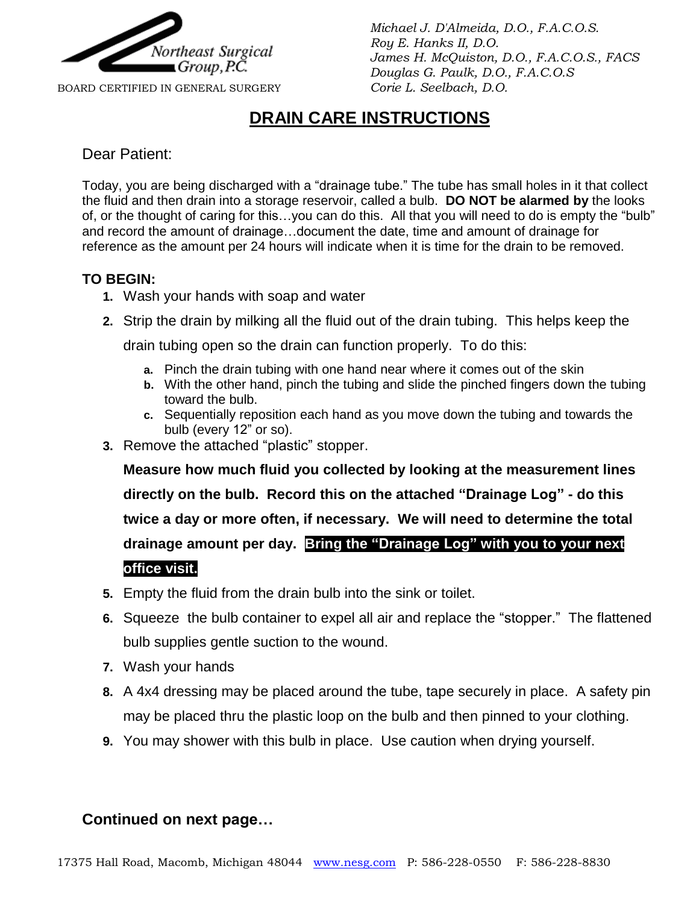Northeast Surgical Group, P.C.

BOARD CERTIFIED IN GENERAL SURGERY

*Michael J. D'Almeida, D.O., F.A.C.O.S.*
*Roy E. Hanks II, D.O.*
*James H. McQuiston, D.O., F.A.C.O.S., FACS*
*Douglas G. Paulk, D.O., F.A.C.O.S*
*Corie L. Seelbach, D.O.*

# DRAIN CARE INSTRUCTIONS

Dear Patient:

Today, you are being discharged with a "drainage tube." The tube has small holes in it that collect the fluid and then drain into a storage reservoir, called a bulb. **DO NOT be alarmed by** the looks of, or the thought of caring for this…you can do this. All that you will need to do is empty the "bulb" and record the amount of drainage…document the date, time and amount of drainage for reference as the amount per 24 hours will indicate when it is time for the drain to be removed.

**TO BEGIN:**

1. Wash your hands with soap and water
2. Strip the drain by milking all the fluid out of the drain tubing. This helps keep the drain tubing open so the drain can function properly. To do this:
   a. Pinch the drain tubing with one hand near where it comes out of the skin
   b. With the other hand, pinch the tubing and slide the pinched fingers down the tubing toward the bulb.
   c. Sequentially reposition each hand as you move down the tubing and towards the bulb (every 12" or so).
3. Remove the attached "plastic" stopper.

   **Measure how much fluid you collected by looking at the measurement lines directly on the bulb. Record this on the attached "Drainage Log" - do this twice a day or more often, if necessary. We will need to determine the total drainage amount per day. Bring the "Drainage Log" with you to your next office visit.**

5. Empty the fluid from the drain bulb into the sink or toilet.
6. Squeeze the bulb container to expel all air and replace the "stopper." The flattened bulb supplies gentle suction to the wound.
7. Wash your hands
8. A 4x4 dressing may be placed around the tube, tape securely in place. A safety pin may be placed thru the plastic loop on the bulb and then pinned to your clothing.
9. You may shower with this bulb in place. Use caution when drying yourself.

**Continued on next page…**

17375 Hall Road, Macomb, Michigan 48044 www.nesg.com P: 586-228-0550 F: 586-228-8830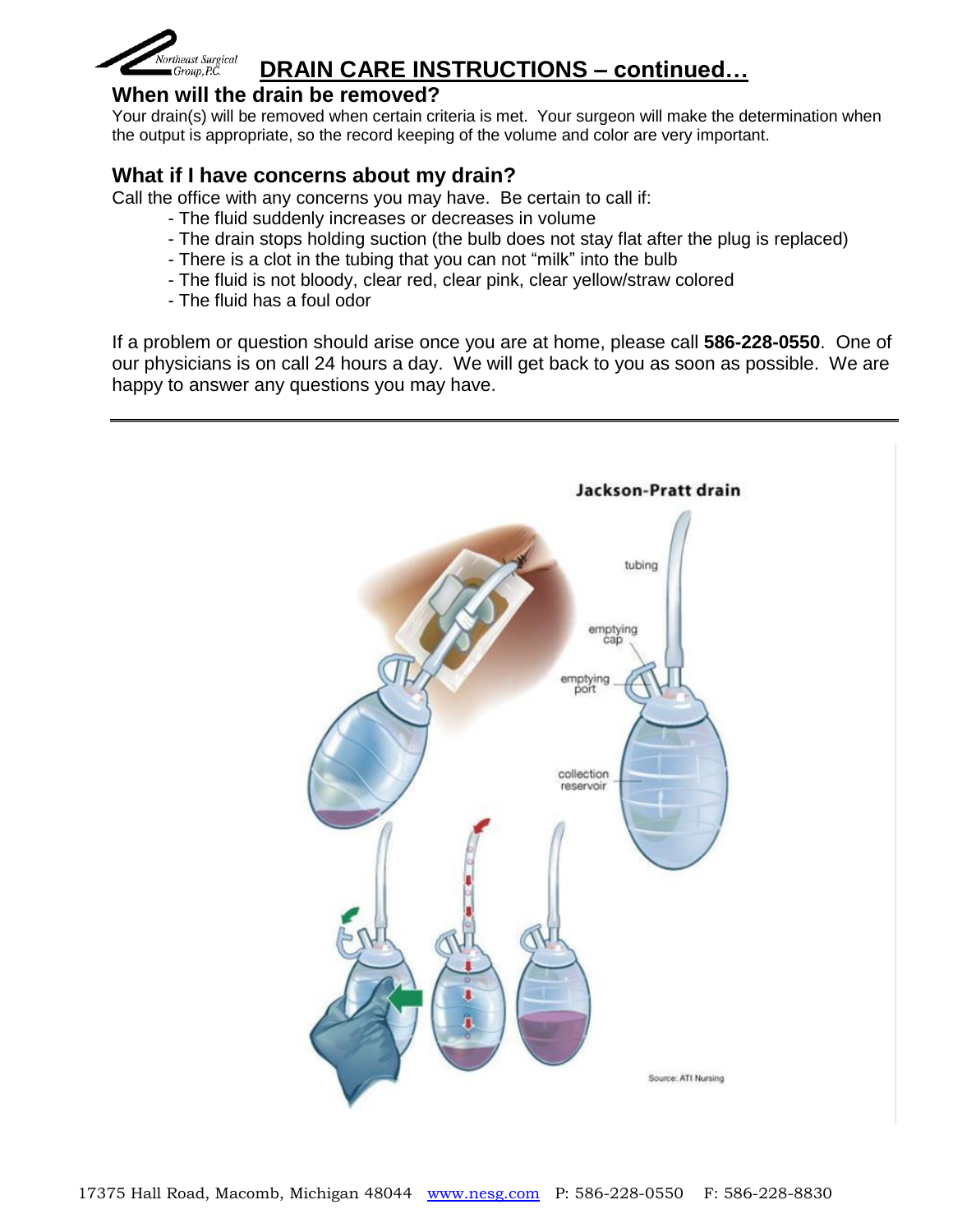# DRAIN CARE INSTRUCTIONS – continued…

## When will the drain be removed?

Your drain(s) will be removed when certain criteria is met. Your surgeon will make the determination when the output is appropriate, so the record keeping of the volume and color are very important.

## What if I have concerns about my drain?

Call the office with any concerns you may have. Be certain to call if:

- The fluid suddenly increases or decreases in volume
- The drain stops holding suction (the bulb does not stay flat after the plug is replaced)
- There is a clot in the tubing that you can not "milk" into the bulb
- The fluid is not bloody, clear red, clear pink, clear yellow/straw colored
- The fluid has a foul odor

If a problem or question should arise once you are at home, please call **586-228-0550**. One of our physicians is on call 24 hours a day. We will get back to you as soon as possible. We are happy to answer any questions you may have.

---

Jackson-Pratt drain

tubing

emptying cap

emptying port

collection reservoir

Source: ATI Nursing

17375 Hall Road, Macomb, Michigan 48044 www.nesg.com P: 586-228-0550 F: 586-228-8830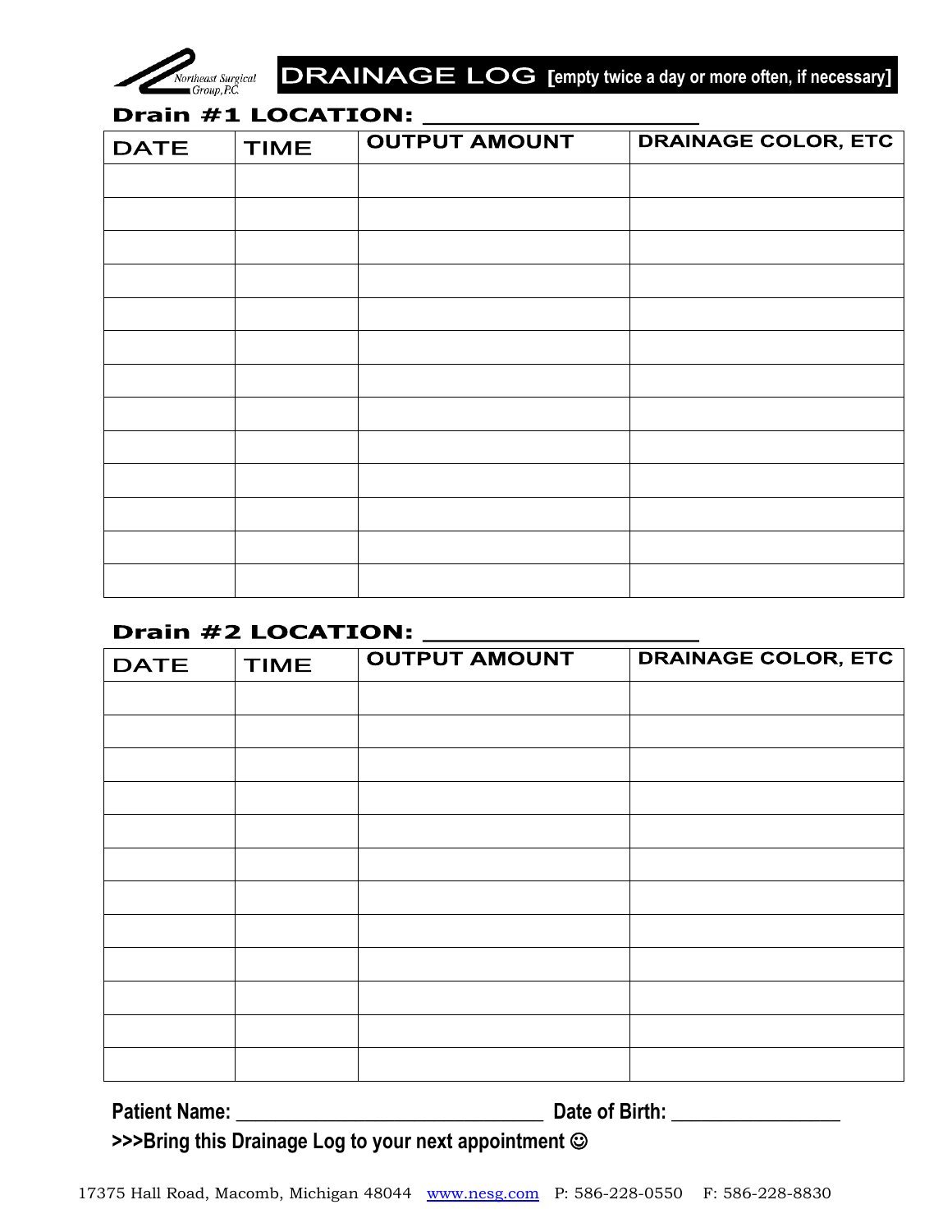Northeast Surgical Group, P.C.

# DRAINAGE LOG [empty twice a day or more often, if necessary]

**Drain #1 LOCATION: ____________________**

| DATE | TIME | OUTPUT AMOUNT | DRAINAGE COLOR, ETC |
|---|---|---|---|
| | | | |
| | | | |
| | | | |
| | | | |
| | | | |
| | | | |
| | | | |
| | | | |
| | | | |
| | | | |
| | | | |
| | | | |
| | | | |

**Drain #2 LOCATION: ____________________**

| DATE | TIME | OUTPUT AMOUNT | DRAINAGE COLOR, ETC |
|---|---|---|---|
| | | | |
| | | | |
| | | | |
| | | | |
| | | | |
| | | | |
| | | | |
| | | | |
| | | | |
| | | | |
| | | | |
| | | | |

**Patient Name: ______________________________ Date of Birth: ________________**

**>>>Bring this Drainage Log to your next appointment ☺**

17375 Hall Road, Macomb, Michigan 48044 www.nesg.com P: 586-228-0550 F: 586-228-8830